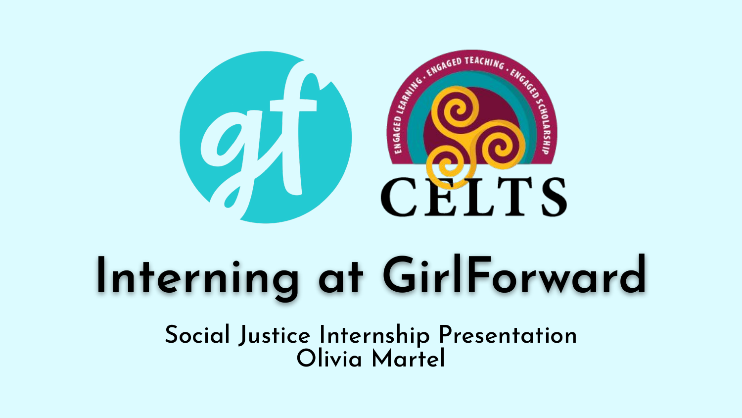# Interning at GirlForward

Social Justice Internship Presentation
Olivia Martel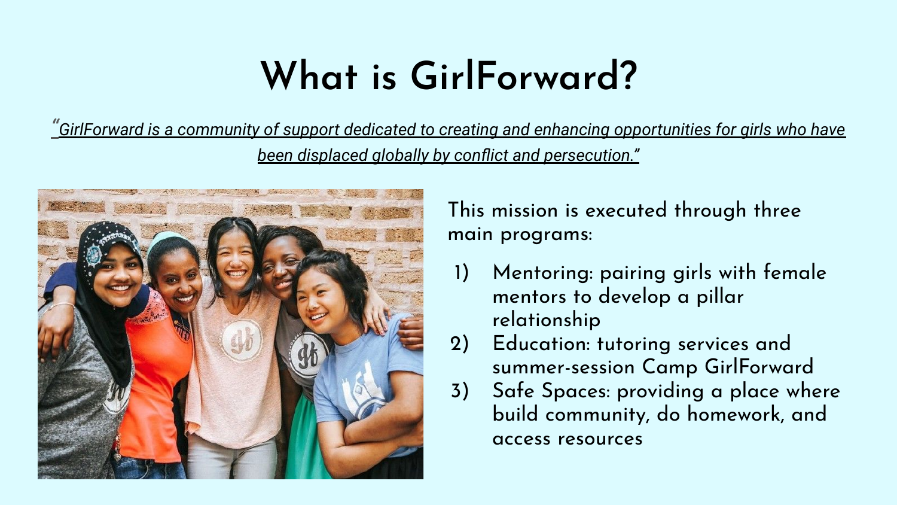# What is GirlForward?

*"GirlForward is a community of support dedicated to creating and enhancing opportunities for girls who have been displaced globally by conflict and persecution."*

This mission is executed through three main programs:

1) Mentoring: pairing girls with female mentors to develop a pillar relationship
2) Education: tutoring services and summer-session Camp GirlForward
3) Safe Spaces: providing a place where build community, do homework, and access resources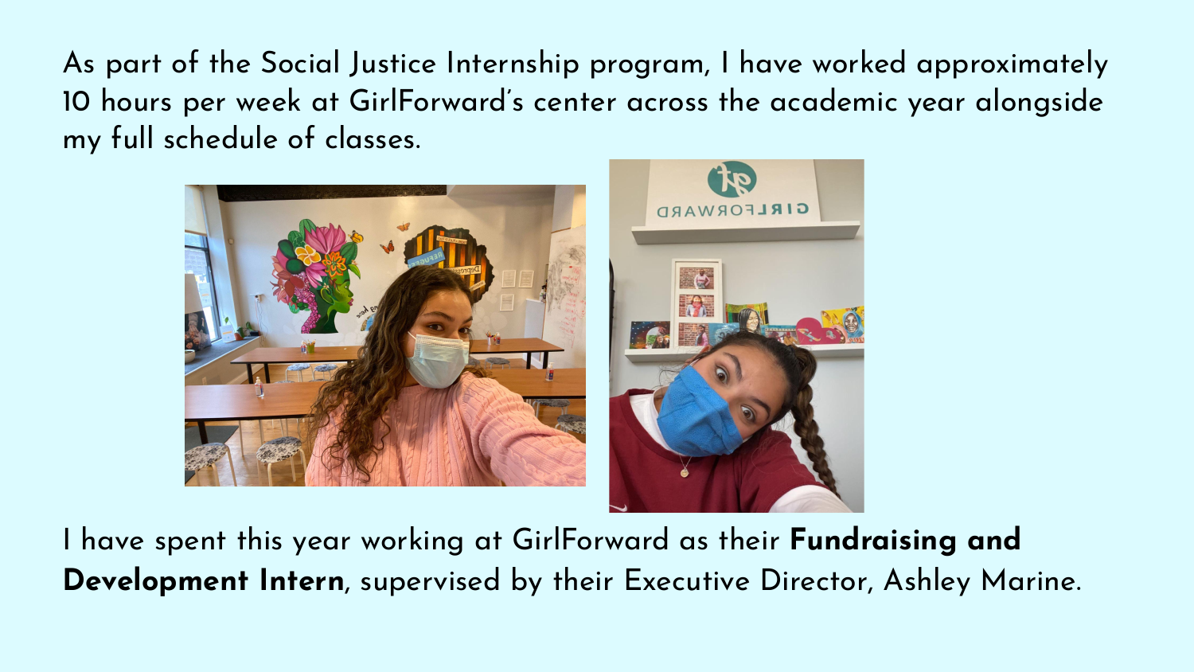As part of the Social Justice Internship program, I have worked approximately 10 hours per week at GirlForward's center across the academic year alongside my full schedule of classes.

I have spent this year working at GirlForward as their **Fundraising and Development Intern**, supervised by their Executive Director, Ashley Marine.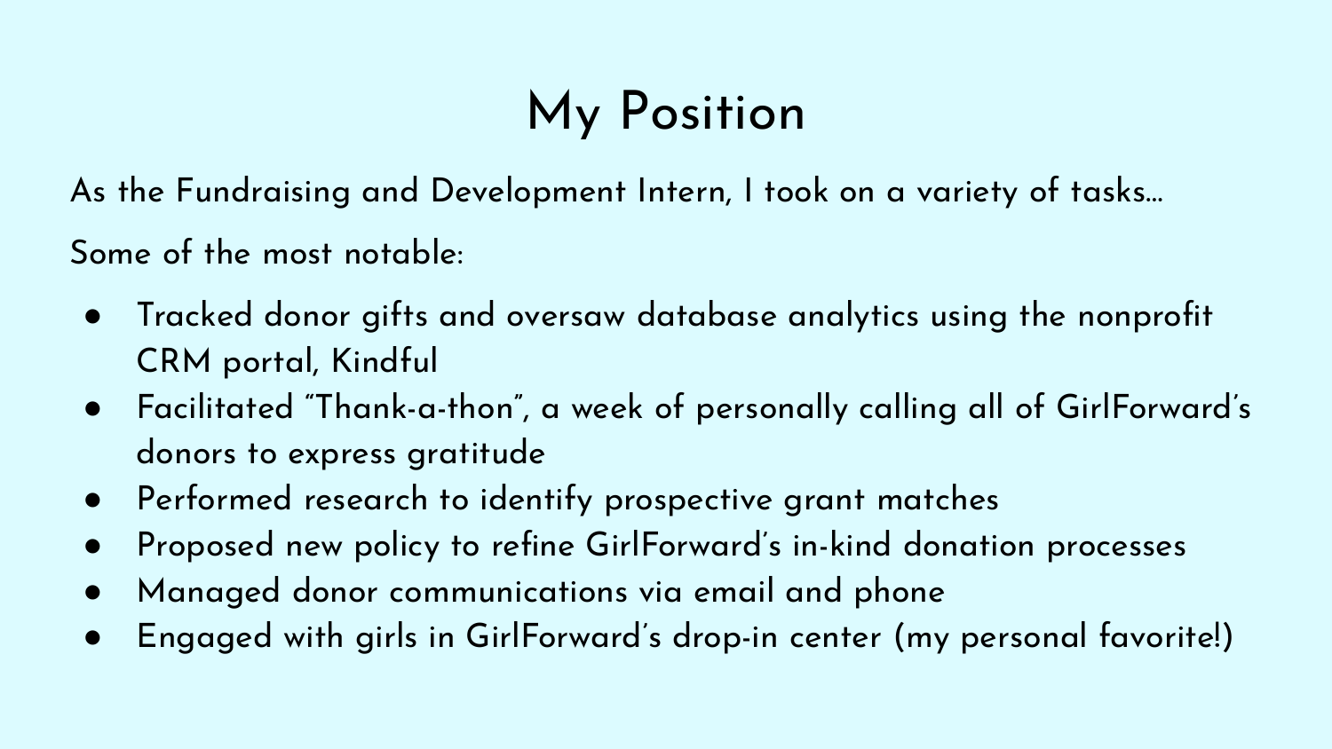# My Position

As the Fundraising and Development Intern, I took on a variety of tasks…

Some of the most notable:

- Tracked donor gifts and oversaw database analytics using the nonprofit CRM portal, Kindful
- Facilitated "Thank-a-thon", a week of personally calling all of GirlForward's donors to express gratitude
- Performed research to identify prospective grant matches
- Proposed new policy to refine GirlForward's in-kind donation processes
- Managed donor communications via email and phone
- Engaged with girls in GirlForward's drop-in center (my personal favorite!)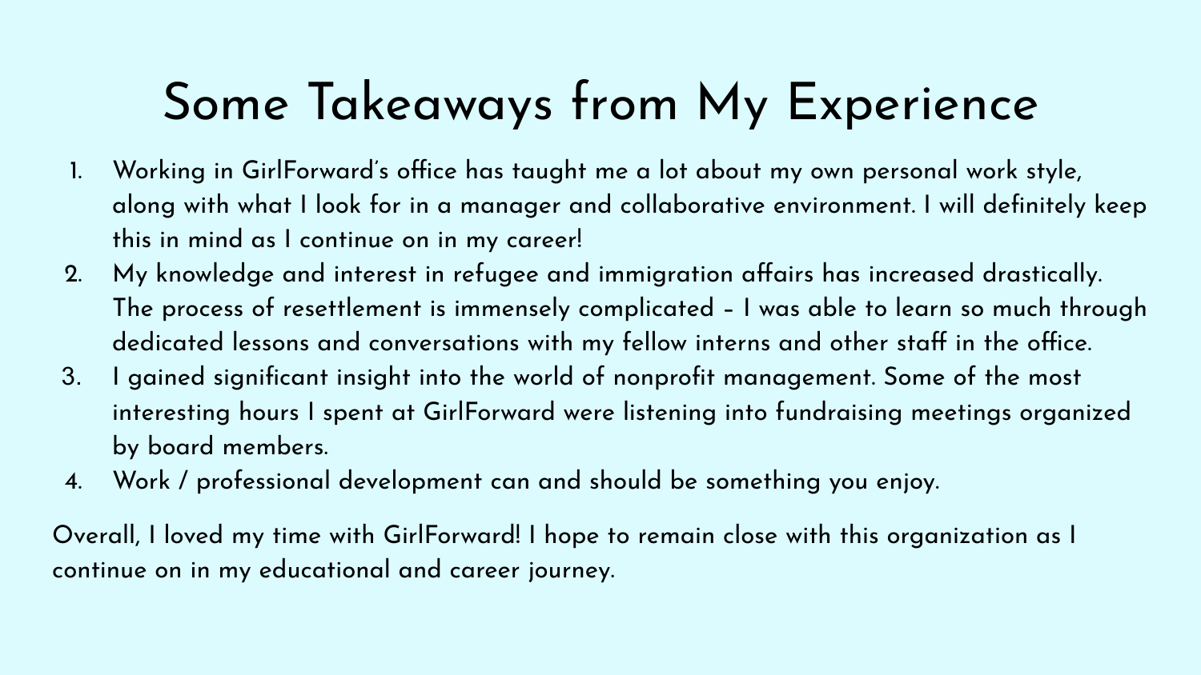# Some Takeaways from My Experience

1. Working in GirlForward's office has taught me a lot about my own personal work style, along with what I look for in a manager and collaborative environment. I will definitely keep this in mind as I continue on in my career!
2. My knowledge and interest in refugee and immigration affairs has increased drastically. The process of resettlement is immensely complicated – I was able to learn so much through dedicated lessons and conversations with my fellow interns and other staff in the office.
3. I gained significant insight into the world of nonprofit management. Some of the most interesting hours I spent at GirlForward were listening into fundraising meetings organized by board members.
4. Work / professional development can and should be something you enjoy.

Overall, I loved my time with GirlForward! I hope to remain close with this organization as I continue on in my educational and career journey.